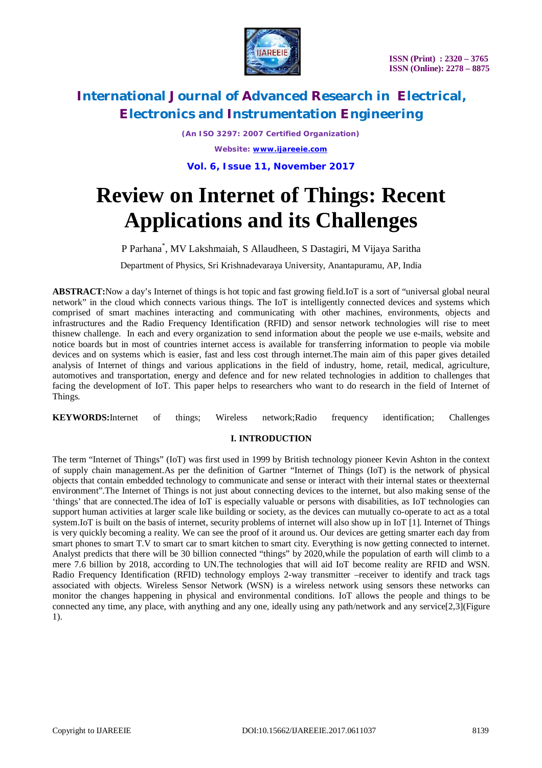# Review on Internet of Things: Recent Applications and its Challenges

P Parhana[*], MV Lakshmaiah, S Allaudheen, S Dastagiri, M Vijaya Saritha

Department of Physics, Sri Krishnadevaraya University, Anantapuramu, AP, India

**ABSTRACT:** Now a day's Internet of things is hot topic and fast growing field. IoT is a sort of "universal global neural network" in the cloud which connects various things. The IoT is intelligently connected devices and systems which comprised of smart machines interacting and communicating with other machines, environments, objects and infrastructures and the Radio Frequency Identification (RFID) and sensor network technologies will rise to meet thisnew challenge. In each and every organization to send information about the people we use e-mails, website and notice boards but in most of countries internet access is available for transferring information to people via mobile devices and on systems which is easier, fast and less cost through internet. The main aim of this paper gives detailed analysis of Internet of things and various applications in the field of industry, home, retail, medical, agriculture, automotives and transportation, energy and defence and for new related technologies in addition to challenges that facing the development of IoT. This paper helps to researchers who want to do research in the field of Internet of Things.

**KEYWORDS:** Internet of things; Wireless network; Radio frequency identification; Challenges

## I. INTRODUCTION

The term "Internet of Things" (IoT) was first used in 1999 by British technology pioneer Kevin Ashton in the context of supply chain management. As per the definition of Gartner "Internet of Things (IoT) is the network of physical objects that contain embedded technology to communicate and sense or interact with their internal states or theexternal environment". The Internet of Things is not just about connecting devices to the internet, but also making sense of the 'things' that are connected. The idea of IoT is especially valuable or persons with disabilities, as IoT technologies can support human activities at larger scale like building or society, as the devices can mutually co-operate to act as a total system. IoT is built on the basis of internet, security problems of internet will also show up in IoT [1]. Internet of Things is very quickly becoming a reality. We can see the proof of it around us. Our devices are getting smarter each day from smart phones to smart T.V to smart car to smart kitchen to smart city. Everything is now getting connected to internet. Analyst predicts that there will be 30 billion connected "things" by 2020, while the population of earth will climb to a mere 7.6 billion by 2018, according to UN. The technologies that will aid IoT become reality are RFID and WSN. Radio Frequency Identification (RFID) technology employs 2-way transmitter –receiver to identify and track tags associated with objects. Wireless Sensor Network (WSN) is a wireless network using sensors these networks can monitor the changes happening in physical and environmental conditions. IoT allows the people and things to be connected any time, any place, with anything and any one, ideally using any path/network and any service[2,3](Figure 1).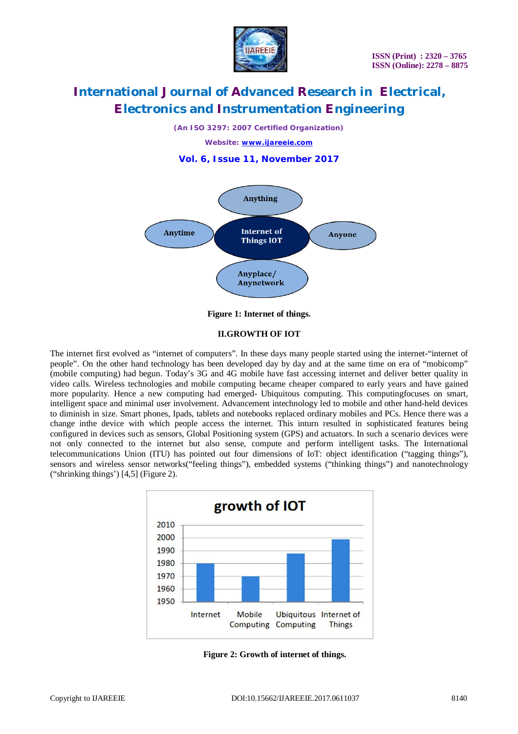**Figure 1: Internet of things.**

## II.GROWTH OF IOT

The internet first evolved as "internet of computers". In these days many people started using the internet-"internet of people". On the other hand technology has been developed day by day and at the same time on era of "mobicomp" (mobile computing) had begun. Today's 3G and 4G mobile have fast accessing internet and deliver better quality in video calls. Wireless technologies and mobile computing became cheaper compared to early years and have gained more popularity. Hence a new computing had emerged- Ubiquitous computing. This computingfocuses on smart, intelligent space and minimal user involvement. Advancement intechnology led to mobile and other hand-held devices to diminish in size. Smart phones, Ipads, tablets and notebooks replaced ordinary mobiles and PCs. Hence there was a change inthe device with which people access the internet. This inturn resulted in sophisticated features being configured in devices such as sensors, Global Positioning system (GPS) and actuators. In such a scenario devices were not only connected to the internet but also sense, compute and perform intelligent tasks. The International telecommunications Union (ITU) has pointed out four dimensions of IoT: object identification ("tagging things"), sensors and wireless sensor networks("feeling things"), embedded systems ("thinking things") and nanotechnology ("shrinking things') [4,5] (Figure 2).

**Figure 2: Growth of internet of things.**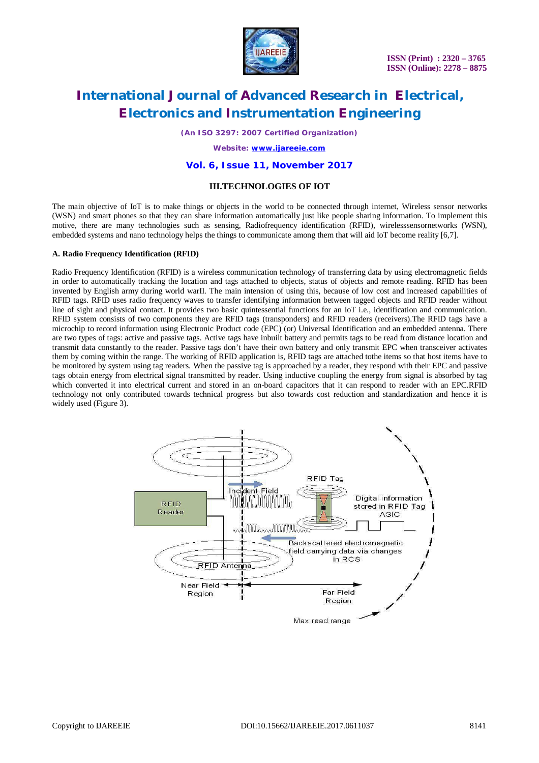## III.TECHNOLOGIES OF IOT

The main objective of IoT is to make things or objects in the world to be connected through internet, Wireless sensor networks (WSN) and smart phones so that they can share information automatically just like people sharing information. To implement this motive, there are many technologies such as sensing, Radiofrequency identification (RFID), wirelesssensornetworks (WSN), embedded systems and nano technology helps the things to communicate among them that will aid IoT become reality [6,7].

### A. Radio Frequency Identification (RFID)

Radio Frequency Identification (RFID) is a wireless communication technology of transferring data by using electromagnetic fields in order to automatically tracking the location and tags attached to objects, status of objects and remote reading. RFID has been invented by English army during world warII. The main intension of using this, because of low cost and increased capabilities of RFID tags. RFID uses radio frequency waves to transfer identifying information between tagged objects and RFID reader without line of sight and physical contact. It provides two basic quintessential functions for an IoT i.e., identification and communication. RFID system consists of two components they are RFID tags (transponders) and RFID readers (receivers).The RFID tags have a microchip to record information using Electronic Product code (EPC) (or) Universal Identification and an embedded antenna. There are two types of tags: active and passive tags. Active tags have inbuilt battery and permits tags to be read from distance location and transmit data constantly to the reader. Passive tags don't have their own battery and only transmit EPC when transceiver activates them by coming within the range. The working of RFID application is, RFID tags are attached tothe items so that host items have to be monitored by system using tag readers. When the passive tag is approached by a reader, they respond with their EPC and passive tags obtain energy from electrical signal transmitted by reader. Using inductive coupling the energy from signal is absorbed by tag which converted it into electrical current and stored in an on-board capacitors that it can respond to reader with an EPC.RFID technology not only contributed towards technical progress but also towards cost reduction and standardization and hence it is widely used (Figure 3).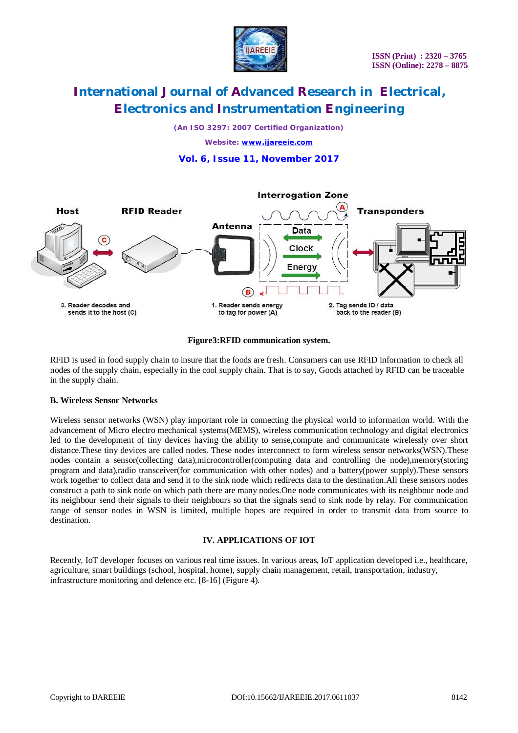**Figure3:RFID communication system.**

RFID is used in food supply chain to insure that the foods are fresh. Consumers can use RFID information to check all nodes of the supply chain, especially in the cool supply chain. That is to say, Goods attached by RFID can be traceable in the supply chain.

**B. Wireless Sensor Networks**

Wireless sensor networks (WSN) play important role in connecting the physical world to information world. With the advancement of Micro electro mechanical systems(MEMS), wireless communication technology and digital electronics led to the development of tiny devices having the ability to sense,compute and communicate wirelessly over short distance.These tiny devices are called nodes. These nodes interconnect to form wireless sensor networks(WSN).These nodes contain a sensor(collecting data),microcontroller(computing data and controlling the node),memory(storing program and data),radio transceiver(for communication with other nodes) and a battery(power supply).These sensors work together to collect data and send it to the sink node which redirects data to the destination.All these sensors nodes construct a path to sink node on which path there are many nodes.One node communicates with its neighbour node and its neighbour send their signals to their neighbours so that the signals send to sink node by relay. For communication range of sensor nodes in WSN is limited, multiple hopes are required in order to transmit data from source to destination.

## IV. APPLICATIONS OF IOT

Recently, IoT developer focuses on various real time issues. In various areas, IoT application developed i.e., healthcare, agriculture, smart buildings (school, hospital, home), supply chain management, retail, transportation, industry, infrastructure monitoring and defence etc. [8-16] (Figure 4).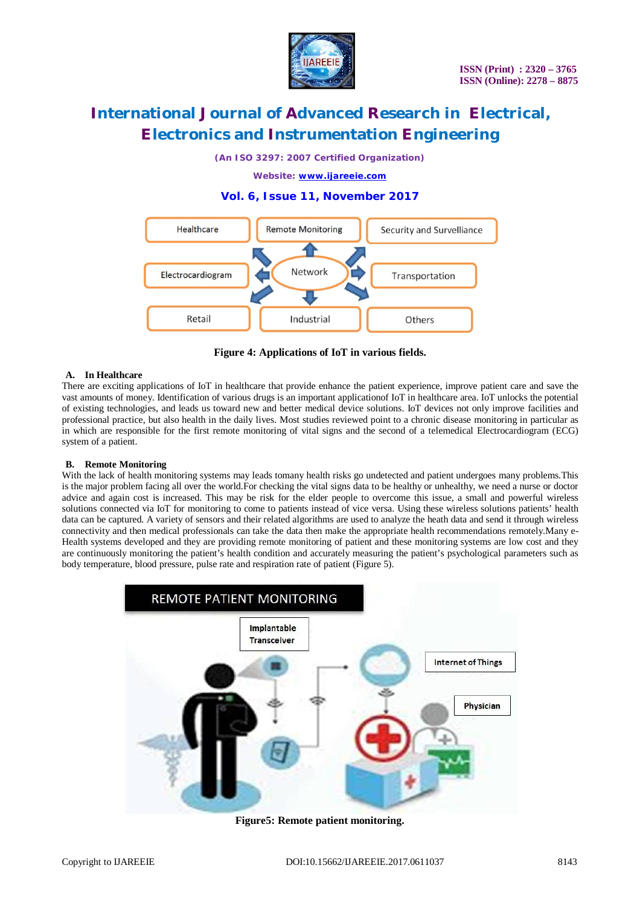Figure 4: Applications of IoT in various fields.

### A. In Healthcare

There are exciting applications of IoT in healthcare that provide enhance the patient experience, improve patient care and save the vast amounts of money. Identification of various drugs is an important applicationof IoT in healthcare area. IoT unlocks the potential of existing technologies, and leads us toward new and better medical device solutions. IoT devices not only improve facilities and professional practice, but also health in the daily lives. Most studies reviewed point to a chronic disease monitoring in particular as in which are responsible for the first remote monitoring of vital signs and the second of a telemedical Electrocardiogram (ECG) system of a patient.

### B. Remote Monitoring

With the lack of health monitoring systems may leads tomany health risks go undetected and patient undergoes many problems.This is the major problem facing all over the world.For checking the vital signs data to be healthy or unhealthy, we need a nurse or doctor advice and again cost is increased. This may be risk for the elder people to overcome this issue, a small and powerful wireless solutions connected via IoT for monitoring to come to patients instead of vice versa. Using these wireless solutions patients' health data can be captured. A variety of sensors and their related algorithms are used to analyze the heath data and send it through wireless connectivity and then medical professionals can take the data then make the appropriate health recommendations remotely.Many e-Health systems developed and they are providing remote monitoring of patient and these monitoring systems are low cost and they are continuously monitoring the patient's health condition and accurately measuring the patient's psychological parameters such as body temperature, blood pressure, pulse rate and respiration rate of patient (Figure 5).

Figure5: Remote patient monitoring.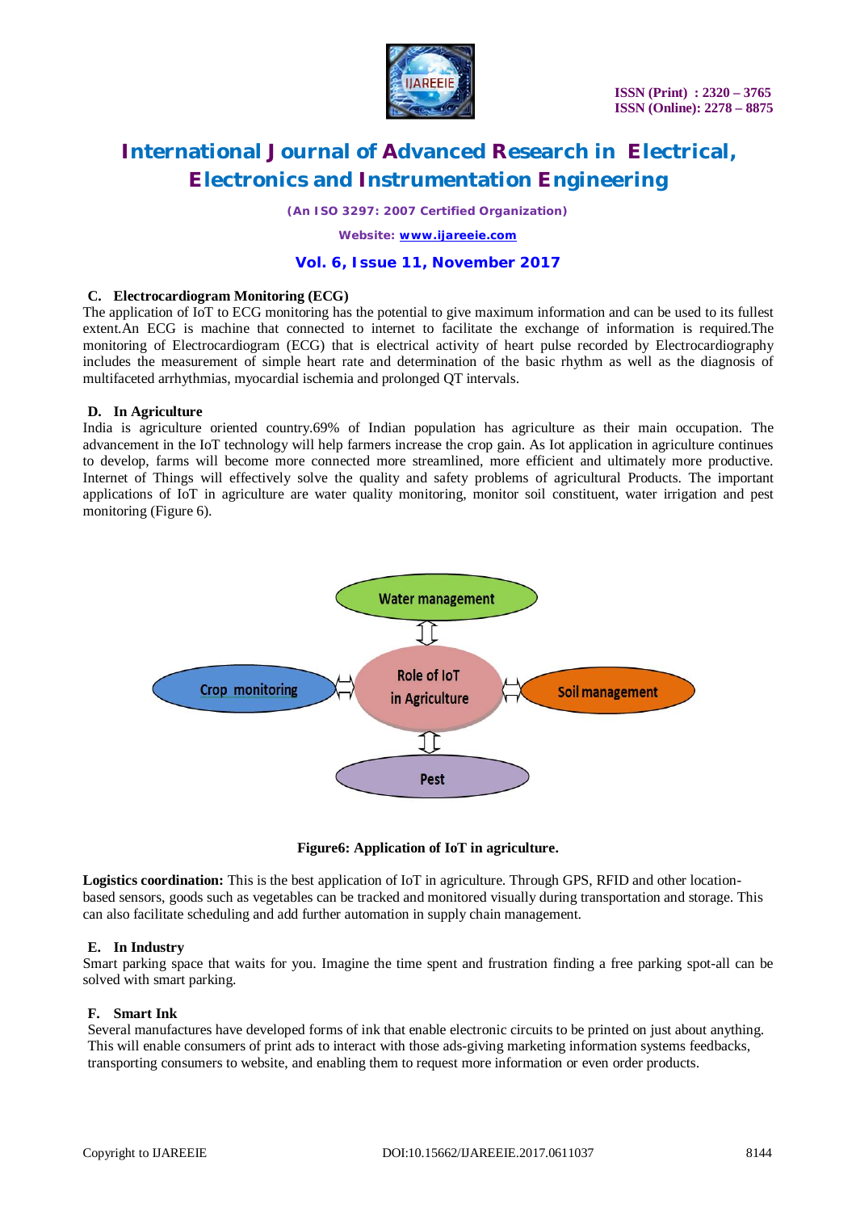### C. Electrocardiogram Monitoring (ECG)

The application of IoT to ECG monitoring has the potential to give maximum information and can be used to its fullest extent.An ECG is machine that connected to internet to facilitate the exchange of information is required.The monitoring of Electrocardiogram (ECG) that is electrical activity of heart pulse recorded by Electrocardiography includes the measurement of simple heart rate and determination of the basic rhythm as well as the diagnosis of multifaceted arrhythmias, myocardial ischemia and prolonged QT intervals.

### D. In Agriculture

India is agriculture oriented country.69% of Indian population has agriculture as their main occupation. The advancement in the IoT technology will help farmers increase the crop gain. As Iot application in agriculture continues to develop, farms will become more connected more streamlined, more efficient and ultimately more productive. Internet of Things will effectively solve the quality and safety problems of agricultural Products. The important applications of IoT in agriculture are water quality monitoring, monitor soil constituent, water irrigation and pest monitoring (Figure 6).

Water management

Crop monitoring

Role of IoT in Agriculture

Soil management

Pest

**Figure6: Application of IoT in agriculture.**

**Logistics coordination:** This is the best application of IoT in agriculture. Through GPS, RFID and other location-based sensors, goods such as vegetables can be tracked and monitored visually during transportation and storage. This can also facilitate scheduling and add further automation in supply chain management.

### E. In Industry

Smart parking space that waits for you. Imagine the time spent and frustration finding a free parking spot-all can be solved with smart parking.

### F. Smart Ink

Several manufactures have developed forms of ink that enable electronic circuits to be printed on just about anything. This will enable consumers of print ads to interact with those ads-giving marketing information systems feedbacks, transporting consumers to website, and enabling them to request more information or even order products.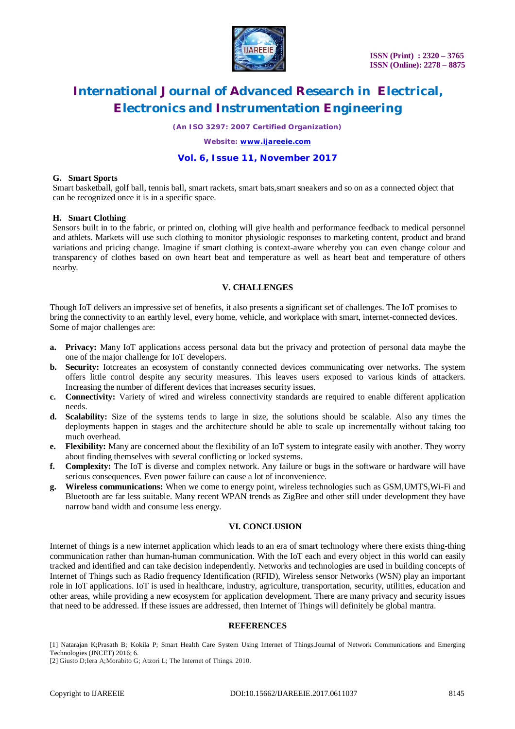### G. Smart Sports

Smart basketball, golf ball, tennis ball, smart rackets, smart bats,smart sneakers and so on as a connected object that can be recognized once it is in a specific space.

### H. Smart Clothing

Sensors built in to the fabric, or printed on, clothing will give health and performance feedback to medical personnel and athletes. Markets will use such clothing to monitor physiologic responses to marketing content, product and brand variations and pricing change. Imagine if smart clothing is context-aware whereby you can even change colour and transparency of clothes based on own heart beat and temperature as well as heart beat and temperature of others nearby.

## V. CHALLENGES

Though IoT delivers an impressive set of benefits, it also presents a significant set of challenges. The IoT promises to bring the connectivity to an earthly level, every home, vehicle, and workplace with smart, internet-connected devices. Some of major challenges are:

- **a. Privacy:** Many IoT applications access personal data but the privacy and protection of personal data maybe the one of the major challenge for IoT developers.
- **b. Security:** Iotcreates an ecosystem of constantly connected devices communicating over networks. The system offers little control despite any security measures. This leaves users exposed to various kinds of attackers. Increasing the number of different devices that increases security issues.
- **c. Connectivity:** Variety of wired and wireless connectivity standards are required to enable different application needs.
- **d. Scalability:** Size of the systems tends to large in size, the solutions should be scalable. Also any times the deployments happen in stages and the architecture should be able to scale up incrementally without taking too much overhead.
- **e. Flexibility:** Many are concerned about the flexibility of an IoT system to integrate easily with another. They worry about finding themselves with several conflicting or locked systems.
- **f. Complexity:** The IoT is diverse and complex network. Any failure or bugs in the software or hardware will have serious consequences. Even power failure can cause a lot of inconvenience.
- **g. Wireless communications:** When we come to energy point, wireless technologies such as GSM,UMTS,Wi-Fi and Bluetooth are far less suitable. Many recent WPAN trends as ZigBee and other still under development they have narrow band width and consume less energy.

## VI. CONCLUSION

Internet of things is a new internet application which leads to an era of smart technology where there exists thing-thing communication rather than human-human communication. With the IoT each and every object in this world can easily tracked and identified and can take decision independently. Networks and technologies are used in building concepts of Internet of Things such as Radio frequency Identification (RFID), Wireless sensor Networks (WSN) play an important role in IoT applications. IoT is used in healthcare, industry, agriculture, transportation, security, utilities, education and other areas, while providing a new ecosystem for application development. There are many privacy and security issues that need to be addressed. If these issues are addressed, then Internet of Things will definitely be global mantra.

## REFERENCES

[1] Natarajan K;Prasath B; Kokila P; Smart Health Care System Using Internet of Things.Journal of Network Communications and Emerging Technologies (JNCET) 2016; 6.

[2] Giusto D;Iera A;Morabito G; Atzori L; The Internet of Things. 2010.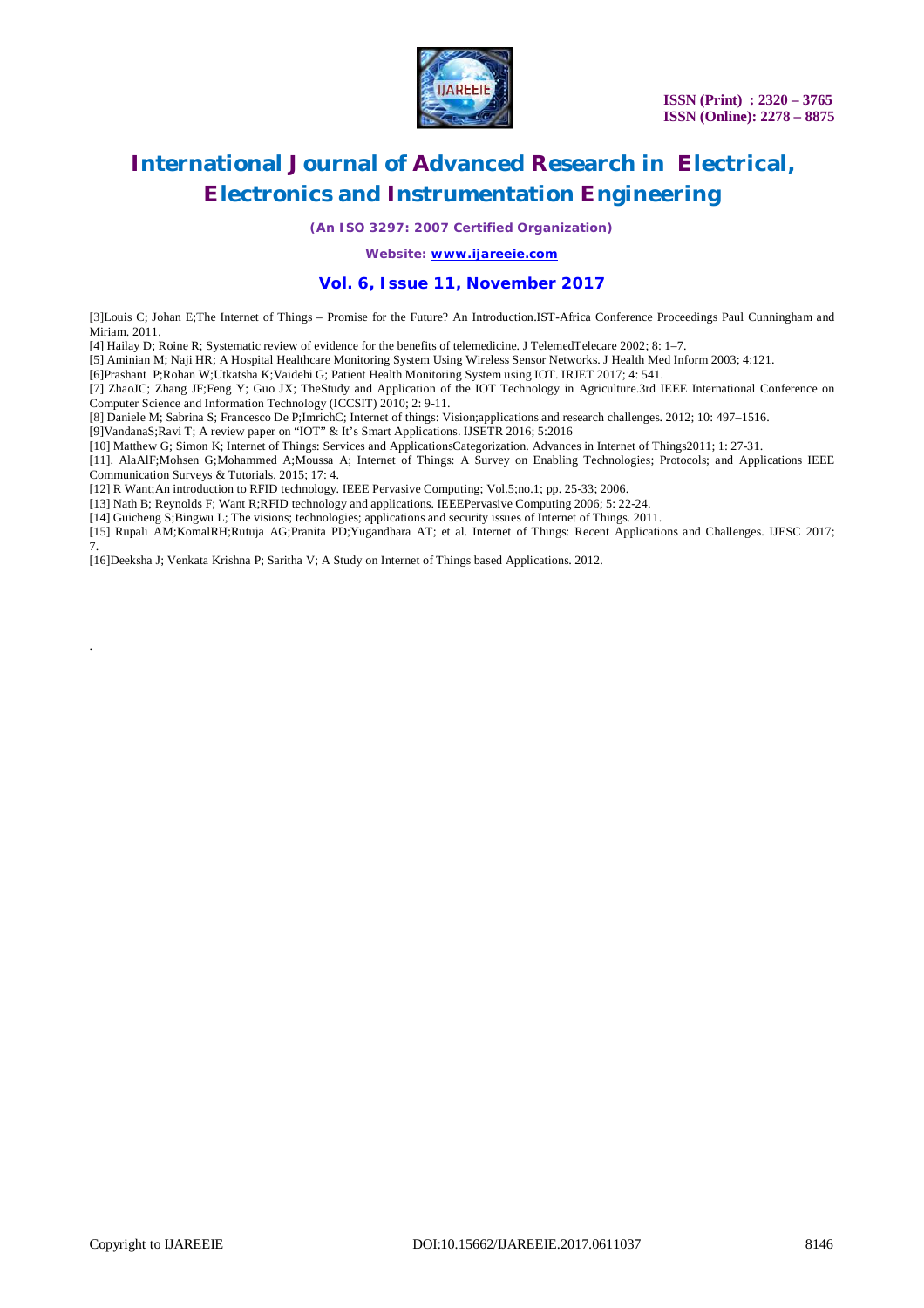[3]Louis C; Johan E;The Internet of Things – Promise for the Future? An Introduction.IST-Africa Conference Proceedings Paul Cunningham and Miriam. 2011.

[4] Hailay D; Roine R; Systematic review of evidence for the benefits of telemedicine. J TelemedTelecare 2002; 8: 1–7.

[5] Aminian M; Naji HR; A Hospital Healthcare Monitoring System Using Wireless Sensor Networks. J Health Med Inform 2003; 4:121.

[6]Prashant P;Rohan W;Utkatsha K;Vaidehi G; Patient Health Monitoring System using IOT. IRJET 2017; 4: 541.

[7] ZhaoJC; Zhang JF;Feng Y; Guo JX; TheStudy and Application of the IOT Technology in Agriculture.3rd IEEE International Conference on Computer Science and Information Technology (ICCSIT) 2010; 2: 9-11.

[8] Daniele M; Sabrina S; Francesco De P;ImrichC; Internet of things: Vision;applications and research challenges. 2012; 10: 497–1516.

[9]VandanaS;Ravi T; A review paper on "IOT" & It's Smart Applications. IJSETR 2016; 5:2016

[10] Matthew G; Simon K; Internet of Things: Services and ApplicationsCategorization. Advances in Internet of Things2011; 1: 27-31.

[11]. AlaAlF;Mohsen G;Mohammed A;Moussa A; Internet of Things: A Survey on Enabling Technologies; Protocols; and Applications IEEE Communication Surveys & Tutorials. 2015; 17: 4.

[12] R Want;An introduction to RFID technology. IEEE Pervasive Computing; Vol.5;no.1; pp. 25-33; 2006.

[13] Nath B; Reynolds F; Want R;RFID technology and applications. IEEEPervasive Computing 2006; 5: 22-24.

[14] Guicheng S;Bingwu L; The visions; technologies; applications and security issues of Internet of Things. 2011.

[15] Rupali AM;KomalRH;Rutuja AG;Pranita PD;Yugandhara AT; et al. Internet of Things: Recent Applications and Challenges. IJESC 2017; 7.

[16]Deeksha J; Venkata Krishna P; Saritha V; A Study on Internet of Things based Applications. 2012.